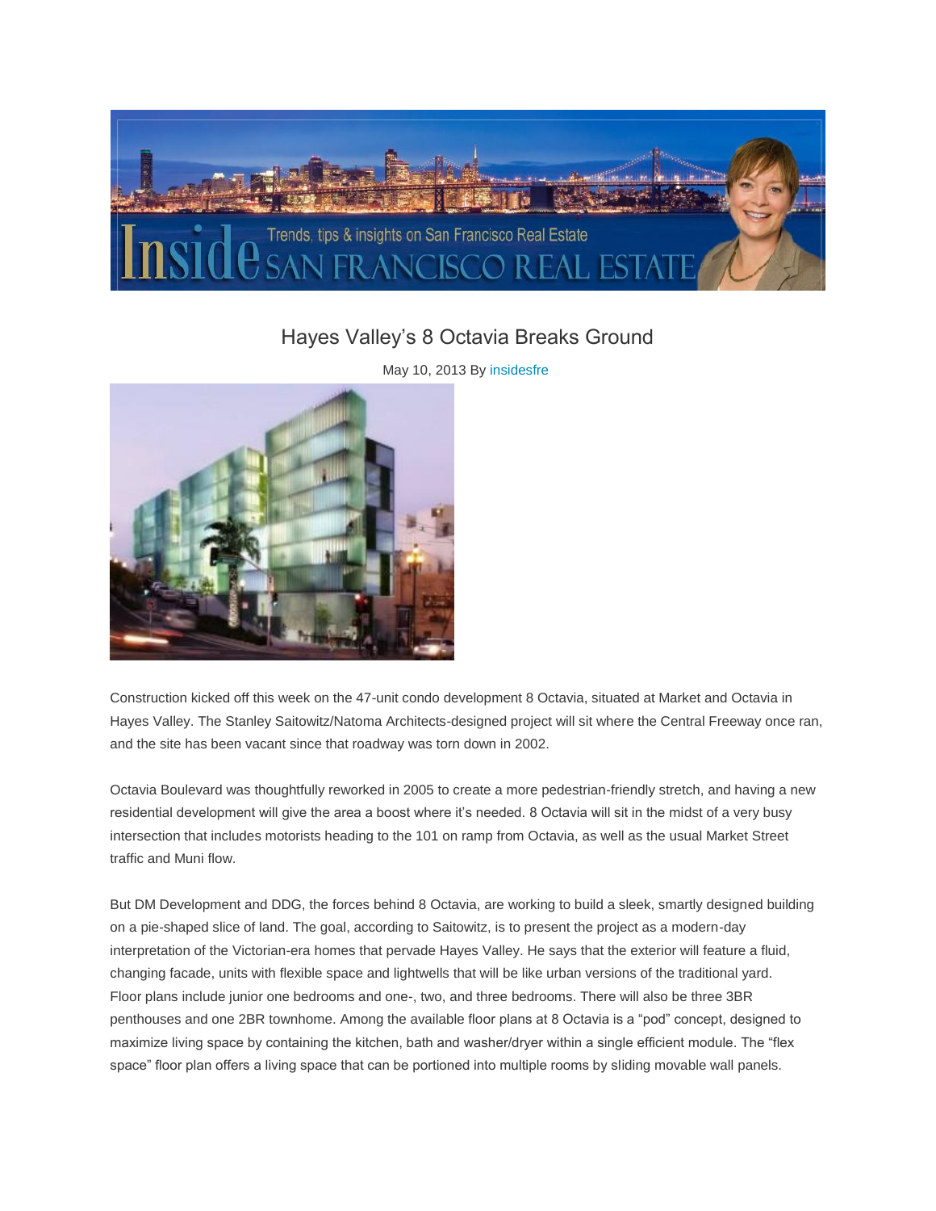# Hayes Valley's 8 Octavia Breaks Ground

May 10, 2013 By insidesfre

Construction kicked off this week on the 47-unit condo development 8 Octavia, situated at Market and Octavia in Hayes Valley. The Stanley Saitowitz/Natoma Architects-designed project will sit where the Central Freeway once ran, and the site has been vacant since that roadway was torn down in 2002.

Octavia Boulevard was thoughtfully reworked in 2005 to create a more pedestrian-friendly stretch, and having a new residential development will give the area a boost where it's needed. 8 Octavia will sit in the midst of a very busy intersection that includes motorists heading to the 101 on ramp from Octavia, as well as the usual Market Street traffic and Muni flow.

But DM Development and DDG, the forces behind 8 Octavia, are working to build a sleek, smartly designed building on a pie-shaped slice of land. The goal, according to Saitowitz, is to present the project as a modern-day interpretation of the Victorian-era homes that pervade Hayes Valley. He says that the exterior will feature a fluid, changing facade, units with flexible space and lightwells that will be like urban versions of the traditional yard. Floor plans include junior one bedrooms and one-, two, and three bedrooms. There will also be three 3BR penthouses and one 2BR townhome. Among the available floor plans at 8 Octavia is a "pod" concept, designed to maximize living space by containing the kitchen, bath and washer/dryer within a single efficient module. The "flex space" floor plan offers a living space that can be portioned into multiple rooms by sliding movable wall panels.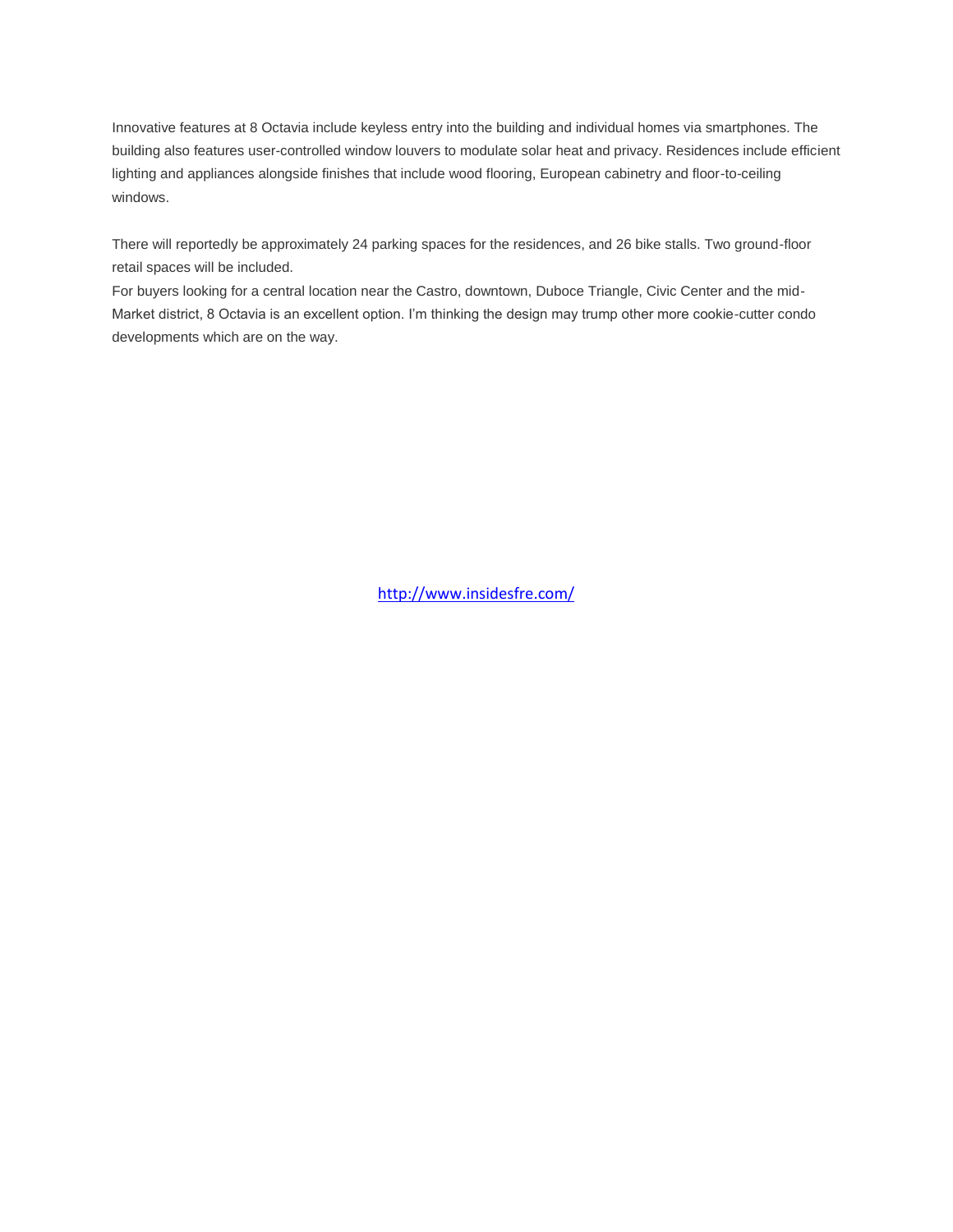Innovative features at 8 Octavia include keyless entry into the building and individual homes via smartphones. The building also features user-controlled window louvers to modulate solar heat and privacy. Residences include efficient lighting and appliances alongside finishes that include wood flooring, European cabinetry and floor-to-ceiling windows.

There will reportedly be approximately 24 parking spaces for the residences, and 26 bike stalls. Two ground-floor retail spaces will be included.

For buyers looking for a central location near the Castro, downtown, Duboce Triangle, Civic Center and the mid-Market district, 8 Octavia is an excellent option. I'm thinking the design may trump other more cookie-cutter condo developments which are on the way.

http://www.insidesfre.com/